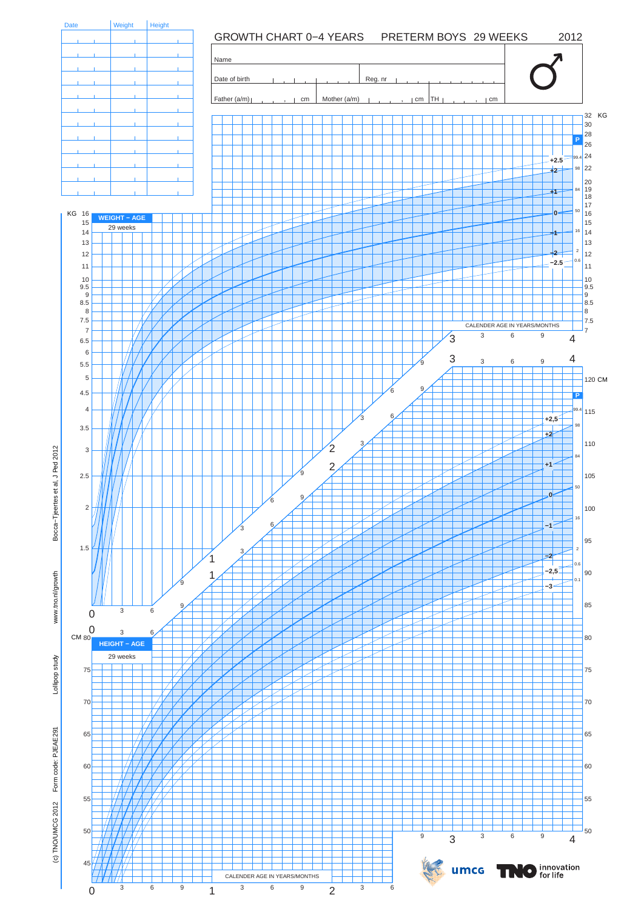# GROWTH CHART 0−4 YEARS PRETERM BOYS 29 WEEKS 2012

| Date | Weight | Height |
|---|---|---|
| | | |
| | | |
| | | |
| | | |
| | | |
| | | |
| | | |
| | | |
| | | |
| | | |
| | | |

Name

Date of birth　　　　Reg. nr

Father (a/m)　　　cm　Mother (a/m)　　　cm　TH　　　cm

♂

**WEIGHT − AGE**
29 weeks

KG

CALENDER AGE IN YEARS/MONTHS

**HEIGHT − AGE**
29 weeks

CM

CALENDER AGE IN YEARS/MONTHS

Bocca−Tjeertes et al, J Ped 2012

www.tno.nl/growth

Lollipop study

Form code: PJEAE291

(c) TNO/UMCG 2012

umcg

TNO innovation for life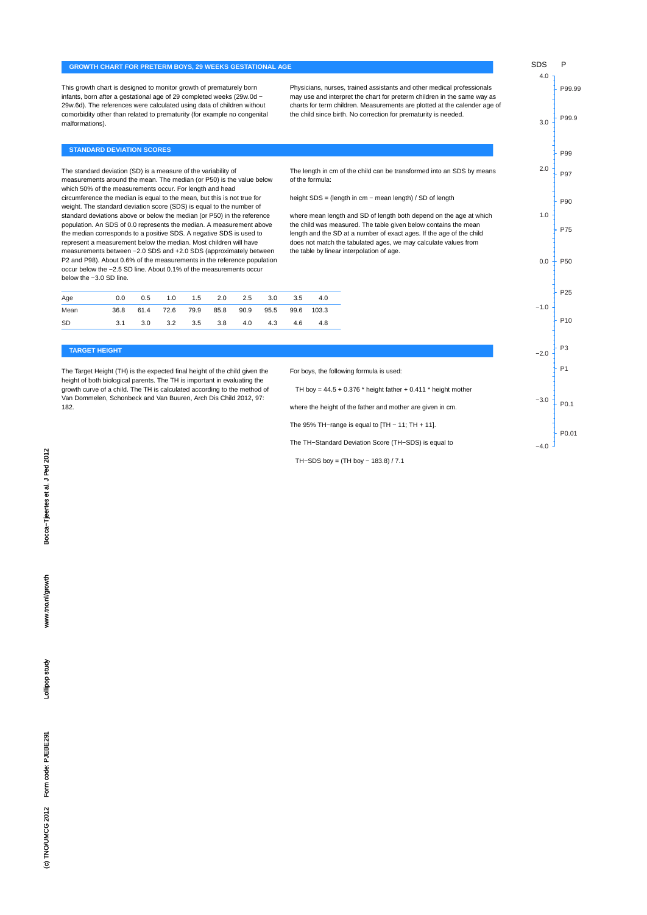## GROWTH CHART FOR PRETERM BOYS, 29 WEEKS GESTATIONAL AGE

This growth chart is designed to monitor growth of prematurely born infants, born after a gestational age of 29 completed weeks (29w.0d − 29w.6d). The references were calculated using data of children without comorbidity other than related to prematurity (for example no congenital malformations).

Physicians, nurses, trained assistants and other medical professionals may use and interpret the chart for preterm children in the same way as charts for term children. Measurements are plotted at the calender age of the child since birth. No correction for prematurity is needed.

## STANDARD DEVIATION SCORES

The standard deviation (SD) is a measure of the variability of measurements around the mean. The median (or P50) is the value below which 50% of the measurements occur. For length and head circumference the median is equal to the mean, but this is not true for weight. The standard deviation score (SDS) is equal to the number of standard deviations above or below the median (or P50) in the reference population. An SDS of 0.0 represents the median. A measurement above the median corresponds to a positive SDS. A negative SDS is used to represent a measurement below the median. Most children will have measurements between −2.0 SDS and +2.0 SDS (approximately between P2 and P98). About 0.6% of the measurements in the reference population occur below the −2.5 SD line. About 0.1% of the measurements occur below the −3.0 SD line.

The length in cm of the child can be transformed into an SDS by means of the formula:

height SDS = (length in cm − mean length) / SD of length

where mean length and SD of length both depend on the age at which the child was measured. The table given below contains the mean length and the SD at a number of exact ages. If the age of the child does not match the tabulated ages, we may calculate values from the table by linear interpolation of age.

| Age | 0.0 | 0.5 | 1.0 | 1.5 | 2.0 | 2.5 | 3.0 | 3.5 | 4.0 |
|---|---|---|---|---|---|---|---|---|---|
| Mean | 36.8 | 61.4 | 72.6 | 79.9 | 85.8 | 90.9 | 95.5 | 99.6 | 103.3 |
| SD | 3.1 | 3.0 | 3.2 | 3.5 | 3.8 | 4.0 | 4.3 | 4.6 | 4.8 |

## TARGET HEIGHT

The Target Height (TH) is the expected final height of the child given the height of both biological parents. The TH is important in evaluating the growth curve of a child. The TH is calculated according to the method of Van Dommelen, Schonbeck and Van Buuren, Arch Dis Child 2012, 97: 182.

For boys, the following formula is used:

TH boy = 44.5 + 0.376 * height father + 0.411 * height mother

where the height of the father and mother are given in cm.

The 95% TH−range is equal to [TH − 11; TH + 11].

The TH−Standard Deviation Score (TH−SDS) is equal to

TH−SDS boy = (TH boy − 183.8) / 7.1

SDS P

4.0
P99.99
3.0
P99.9
P99
2.0
P97
P90
1.0
P75
0.0
P50
P25
−1.0
P10
P3
−2.0
P1
−3.0
P0.1
P0.01
−4.0

(c) TNO/UMCG 2012 Form code: PJEBE291 Lollipop study www.tno.nl/growth Bocca−Tjeertes et al, J Ped 2012